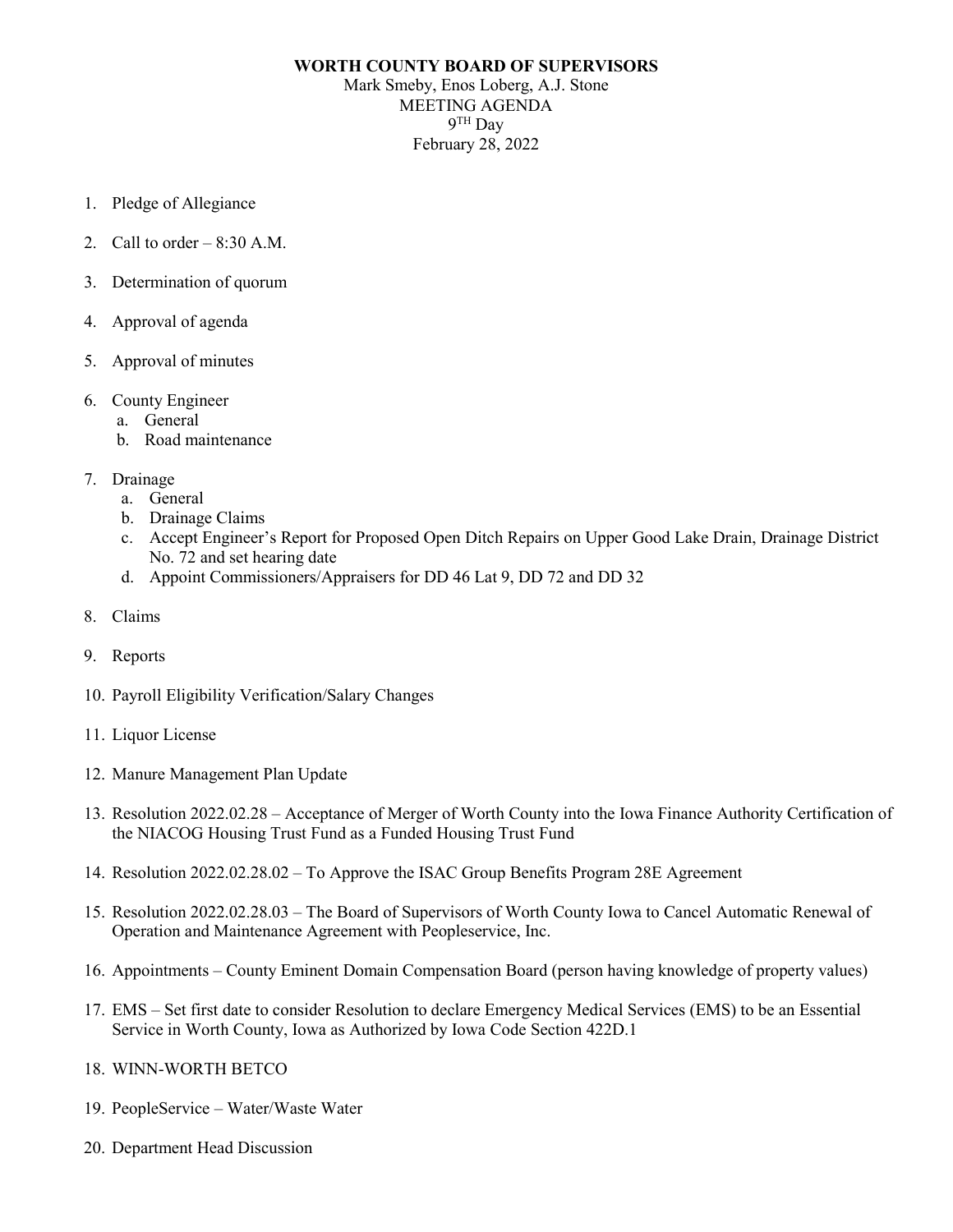**WORTH COUNTY BOARD OF SUPERVISORS**

Mark Smeby, Enos Loberg, A.J. Stone

MEETING AGENDA

9TH Day

February 28, 2022

1. Pledge of Allegiance
2. Call to order – 8:30 A.M.
3. Determination of quorum
4. Approval of agenda
5. Approval of minutes
6. County Engineer
   a. General
   b. Road maintenance
7. Drainage
   a. General
   b. Drainage Claims
   c. Accept Engineer's Report for Proposed Open Ditch Repairs on Upper Good Lake Drain, Drainage District No. 72 and set hearing date
   d. Appoint Commissioners/Appraisers for DD 46 Lat 9, DD 72 and DD 32
8. Claims
9. Reports
10. Payroll Eligibility Verification/Salary Changes
11. Liquor License
12. Manure Management Plan Update
13. Resolution 2022.02.28 – Acceptance of Merger of Worth County into the Iowa Finance Authority Certification of the NIACOG Housing Trust Fund as a Funded Housing Trust Fund
14. Resolution 2022.02.28.02 – To Approve the ISAC Group Benefits Program 28E Agreement
15. Resolution 2022.02.28.03 – The Board of Supervisors of Worth County Iowa to Cancel Automatic Renewal of Operation and Maintenance Agreement with Peopleservice, Inc.
16. Appointments – County Eminent Domain Compensation Board (person having knowledge of property values)
17. EMS – Set first date to consider Resolution to declare Emergency Medical Services (EMS) to be an Essential Service in Worth County, Iowa as Authorized by Iowa Code Section 422D.1
18. WINN-WORTH BETCO
19. PeopleService – Water/Waste Water
20. Department Head Discussion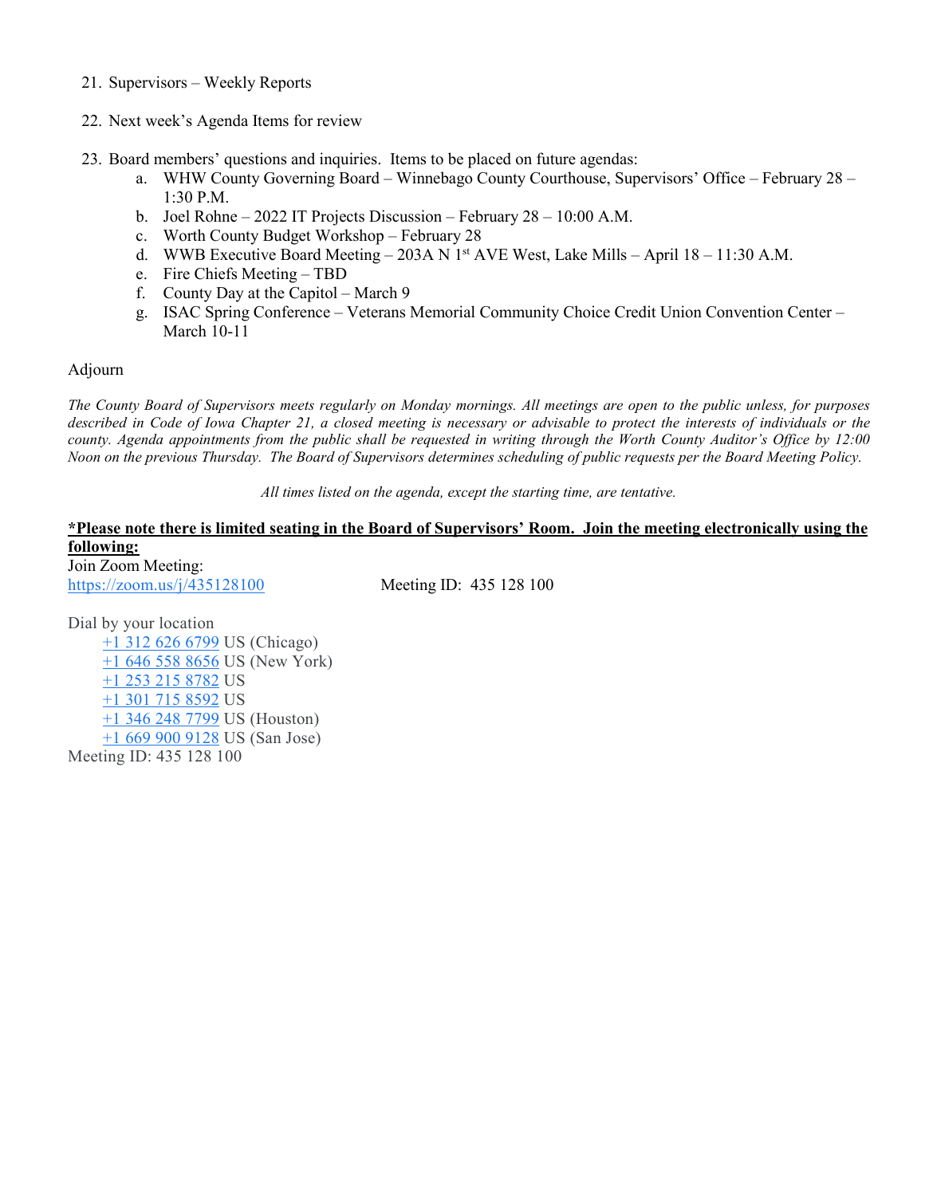21. Supervisors – Weekly Reports

22. Next week's Agenda Items for review

23. Board members' questions and inquiries. Items to be placed on future agendas:
    a. WHW County Governing Board – Winnebago County Courthouse, Supervisors' Office – February 28 – 1:30 P.M.
    b. Joel Rohne – 2022 IT Projects Discussion – February 28 – 10:00 A.M.
    c. Worth County Budget Workshop – February 28
    d. WWB Executive Board Meeting – 203A N 1st AVE West, Lake Mills – April 18 – 11:30 A.M.
    e. Fire Chiefs Meeting – TBD
    f. County Day at the Capitol – March 9
    g. ISAC Spring Conference – Veterans Memorial Community Choice Credit Union Convention Center – March 10-11

Adjourn

*The County Board of Supervisors meets regularly on Monday mornings. All meetings are open to the public unless, for purposes described in Code of Iowa Chapter 21, a closed meeting is necessary or advisable to protect the interests of individuals or the county. Agenda appointments from the public shall be requested in writing through the Worth County Auditor's Office by 12:00 Noon on the previous Thursday. The Board of Supervisors determines scheduling of public requests per the Board Meeting Policy.*

*All times listed on the agenda, except the starting time, are tentative.*

**\*Please note there is limited seating in the Board of Supervisors' Room. Join the meeting electronically using the following:**

Join Zoom Meeting:
https://zoom.us/j/435128100 Meeting ID: 435 128 100

Dial by your location
+1 312 626 6799 US (Chicago)
+1 646 558 8656 US (New York)
+1 253 215 8782 US
+1 301 715 8592 US
+1 346 248 7799 US (Houston)
+1 669 900 9128 US (San Jose)
Meeting ID: 435 128 100